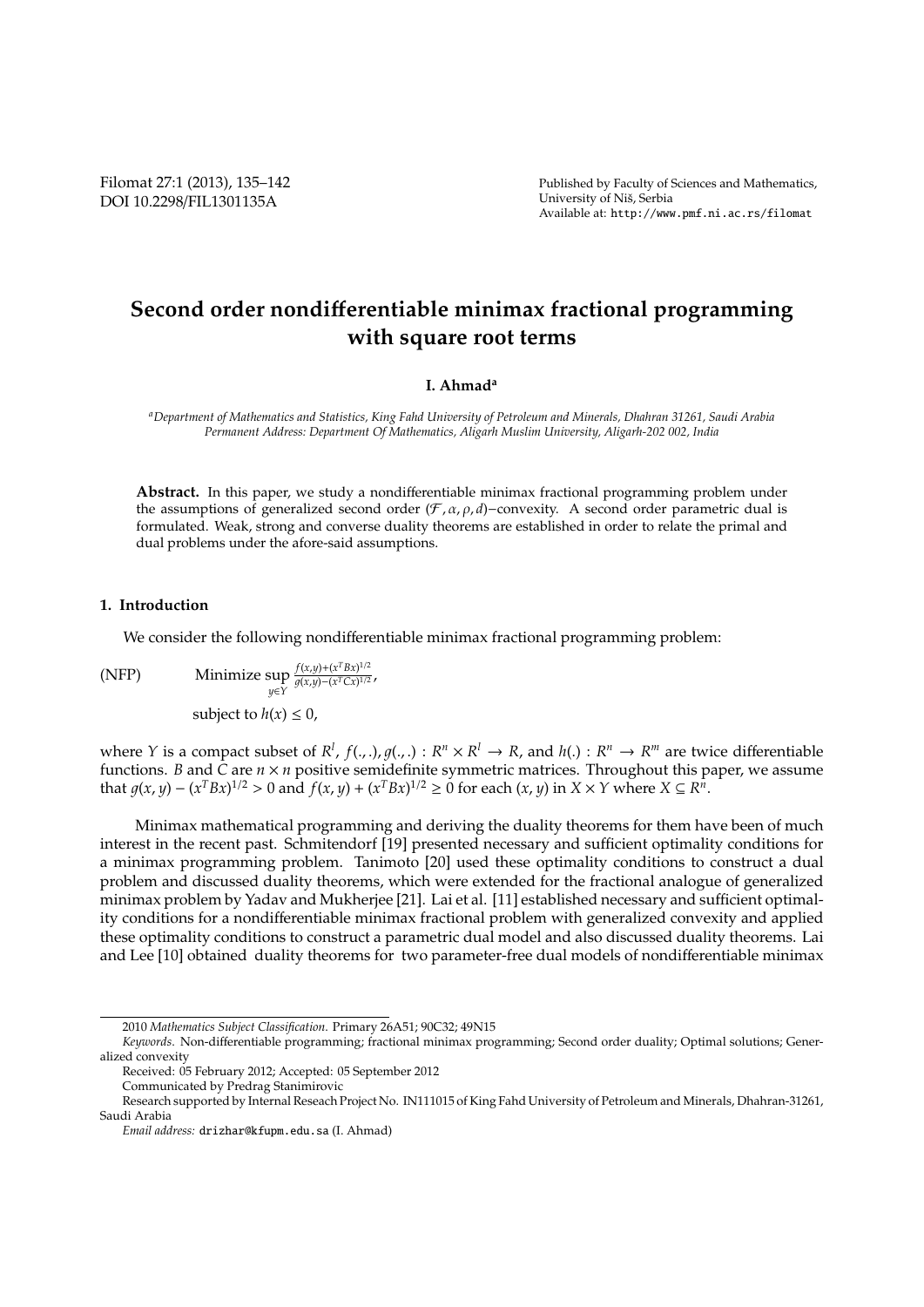# Second order nondifferentiable minimax fractional programming with square root terms

**I. Ahmad**[a]

[a] *Department of Mathematics and Statistics, King Fahd University of Petroleum and Minerals, Dhahran 31261, Saudi Arabia*
*Permanent Address: Department Of Mathematics, Aligarh Muslim University, Aligarh-202 002, India*

**Abstract.** In this paper, we study a nondifferentiable minimax fractional programming problem under the assumptions of generalized second order $(\mathcal{F}, \alpha, \rho, d)-$convexity. A second order parametric dual is formulated. Weak, strong and converse duality theorems are established in order to relate the primal and dual problems under the afore-said assumptions.

## 1. Introduction

We consider the following nondifferentiable minimax fractional programming problem:

$$\text{(NFP)} \qquad \text{Minimize} \sup_{y \in Y} \frac{f(x,y) + (x^T Bx)^{1/2}}{g(x,y) - (x^T Cx)^{1/2}},$$

subject to $h(x) \leq 0$,

where $Y$ is a compact subset of $R^l$, $f(.,.), g(.,.) : R^n \times R^l \to R$, and $h(.) : R^n \to R^m$ are twice differentiable functions. $B$ and $C$ are $n \times n$ positive semidefinite symmetric matrices. Throughout this paper, we assume that $g(x, y) - (x^T Bx)^{1/2} > 0$ and $f(x, y) + (x^T Bx)^{1/2} \geq 0$ for each $(x, y)$ in $X \times Y$ where $X \subseteq R^n$.

Minimax mathematical programming and deriving the duality theorems for them have been of much interest in the recent past. Schmitendorf [19] presented necessary and sufficient optimality conditions for a minimax programming problem. Tanimoto [20] used these optimality conditions to construct a dual problem and discussed duality theorems, which were extended for the fractional analogue of generalized minimax problem by Yadav and Mukherjee [21]. Lai et al. [11] established necessary and sufficient optimality conditions for a nondifferentiable minimax fractional problem with generalized convexity and applied these optimality conditions to construct a parametric dual model and also discussed duality theorems. Lai and Lee [10] obtained duality theorems for two parameter-free dual models of nondifferentiable minimax

---

2010 *Mathematics Subject Classification*. Primary 26A51; 90C32; 49N15

*Keywords*. Non-differentiable programming; fractional minimax programming; Second order duality; Optimal solutions; Generalized convexity

Received: 05 February 2012; Accepted: 05 September 2012

Communicated by Predrag Stanimirovic

Research supported by Internal Reseach Project No. IN111015 of King Fahd University of Petroleum and Minerals, Dhahran-31261, Saudi Arabia

*Email address:* drizhar@kfupm.edu.sa (I. Ahmad)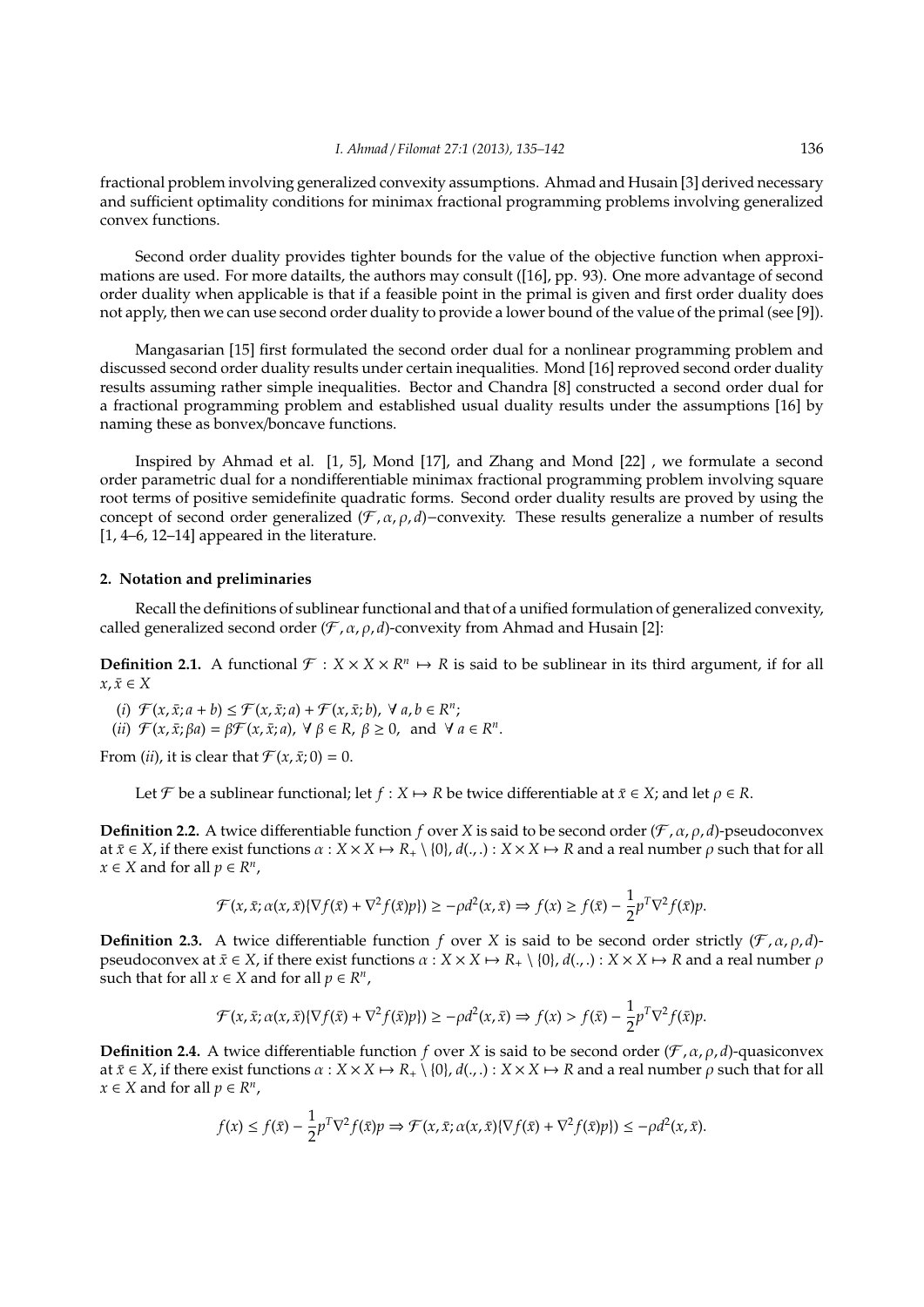fractional problem involving generalized convexity assumptions. Ahmad and Husain [3] derived necessary and sufficient optimality conditions for minimax fractional programming problems involving generalized convex functions.

Second order duality provides tighter bounds for the value of the objective function when approximations are used. For more datailts, the authors may consult ([16], pp. 93). One more advantage of second order duality when applicable is that if a feasible point in the primal is given and first order duality does not apply, then we can use second order duality to provide a lower bound of the value of the primal (see [9]).

Mangasarian [15] first formulated the second order dual for a nonlinear programming problem and discussed second order duality results under certain inequalities. Mond [16] reproved second order duality results assuming rather simple inequalities. Bector and Chandra [8] constructed a second order dual for a fractional programming problem and established usual duality results under the assumptions [16] by naming these as bonvex/boncave functions.

Inspired by Ahmad et al. [1, 5], Mond [17], and Zhang and Mond [22] , we formulate a second order parametric dual for a nondifferentiable minimax fractional programming problem involving square root terms of positive semidefinite quadratic forms. Second order duality results are proved by using the concept of second order generalized $(\mathcal{F}, \alpha, \rho, d)-$convexity. These results generalize a number of results [1, 4–6, 12–14] appeared in the literature.

## 2. Notation and preliminaries

Recall the definitions of sublinear functional and that of a unified formulation of generalized convexity, called generalized second order $(\mathcal{F}, \alpha, \rho, d)$-convexity from Ahmad and Husain [2]:

**Definition 2.1.** A functional $\mathcal{F} : X \times X \times R^n \mapsto R$ is said to be sublinear in its third argument, if for all $x, \bar{x} \in X$

(*i*) $\mathcal{F}(x, \bar{x}; a + b) \leq \mathcal{F}(x, \bar{x}; a) + \mathcal{F}(x, \bar{x}; b), \ \forall \ a, b \in R^n$;
(*ii*) $\mathcal{F}(x, \bar{x}; \beta a) = \beta \mathcal{F}(x, \bar{x}; a), \ \forall \ \beta \in R, \ \beta \geq 0, \text{ and } \forall \ a \in R^n$.

From (*ii*), it is clear that $\mathcal{F}(x, \bar{x}; 0) = 0$.

Let $\mathcal{F}$ be a sublinear functional; let $f : X \mapsto R$ be twice differentiable at $\bar{x} \in X$; and let $\rho \in R$.

**Definition 2.2.** A twice differentiable function $f$ over $X$ is said to be second order $(\mathcal{F}, \alpha, \rho, d)$-pseudoconvex at $\bar{x} \in X$, if there exist functions $\alpha : X \times X \mapsto R_+ \setminus \{0\}$, $d(.,.) : X \times X \mapsto R$ and a real number $\rho$ such that for all $x \in X$ and for all $p \in R^n$,

$$\mathcal{F}(x, \bar{x}; \alpha(x, \bar{x})\{\nabla f(\bar{x}) + \nabla^2 f(\bar{x})p\}) \geq -\rho d^2(x, \bar{x}) \Rightarrow f(x) \geq f(\bar{x}) - \frac{1}{2}p^T \nabla^2 f(\bar{x})p.$$

**Definition 2.3.** A twice differentiable function $f$ over $X$ is said to be second order strictly $(\mathcal{F}, \alpha, \rho, d)$-pseudoconvex at $\bar{x} \in X$, if there exist functions $\alpha : X \times X \mapsto R_+ \setminus \{0\}$, $d(.,.) : X \times X \mapsto R$ and a real number $\rho$ such that for all $x \in X$ and for all $p \in R^n$,

$$\mathcal{F}(x, \bar{x}; \alpha(x, \bar{x})\{\nabla f(\bar{x}) + \nabla^2 f(\bar{x})p\}) \geq -\rho d^2(x, \bar{x}) \Rightarrow f(x) > f(\bar{x}) - \frac{1}{2}p^T \nabla^2 f(\bar{x})p.$$

**Definition 2.4.** A twice differentiable function $f$ over $X$ is said to be second order $(\mathcal{F}, \alpha, \rho, d)$-quasiconvex at $\bar{x} \in X$, if there exist functions $\alpha : X \times X \mapsto R_+ \setminus \{0\}$, $d(.,.) : X \times X \mapsto R$ and a real number $\rho$ such that for all $x \in X$ and for all $p \in R^n$,

$$f(x) \leq f(\bar{x}) - \frac{1}{2}p^T \nabla^2 f(\bar{x})p \Rightarrow \mathcal{F}(x, \bar{x}; \alpha(x, \bar{x})\{\nabla f(\bar{x}) + \nabla^2 f(\bar{x})p\}) \leq -\rho d^2(x, \bar{x}).$$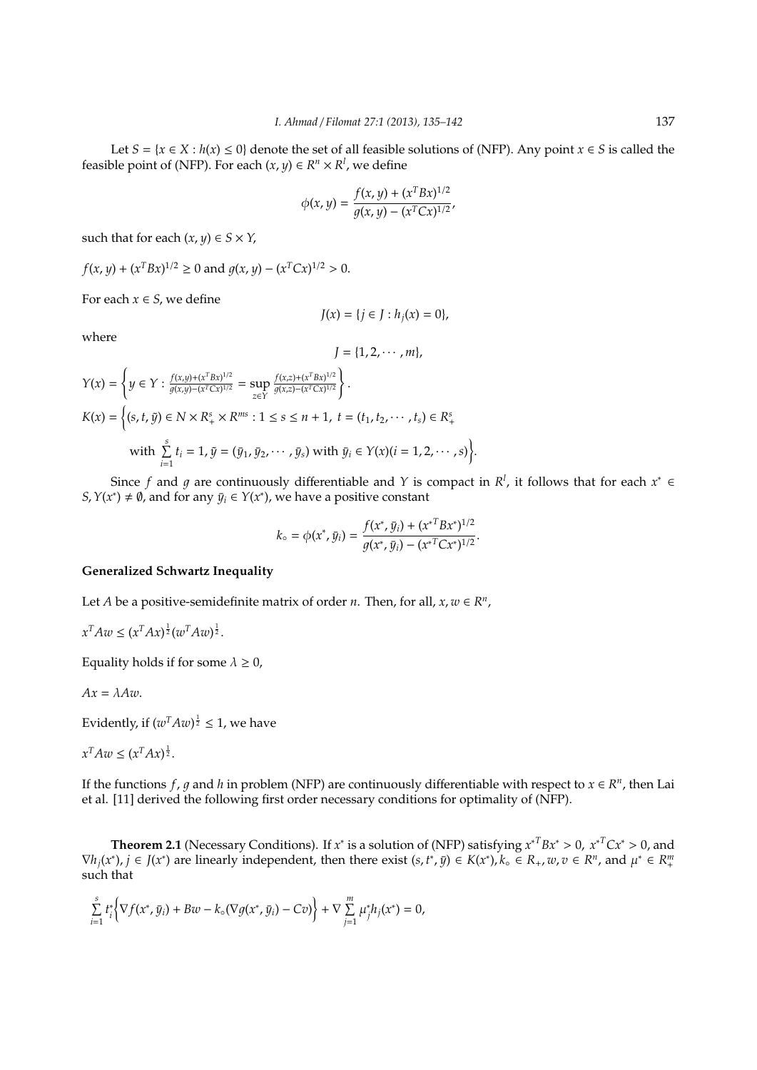Let $S = \{x \in X : h(x) \leq 0\}$ denote the set of all feasible solutions of (NFP). Any point $x \in S$ is called the feasible point of (NFP). For each $(x, y) \in R^n \times R^l$, we define

$$\phi(x, y) = \frac{f(x, y) + (x^T Bx)^{1/2}}{g(x, y) - (x^T Cx)^{1/2}},$$

such that for each $(x, y) \in S \times Y$,

$f(x, y) + (x^T Bx)^{1/2} \geq 0$ and $g(x, y) - (x^T Cx)^{1/2} > 0$.

For each $x \in S$, we define

$$J(x) = \{j \in J : h_j(x) = 0\},$$

where

$$J = \{1, 2, \cdots, m\},$$

$$Y(x) = \left\{ y \in Y : \frac{f(x,y)+(x^T Bx)^{1/2}}{g(x,y)-(x^T Cx)^{1/2}} = \sup_{z \in Y} \frac{f(x,z)+(x^T Bx)^{1/2}}{g(x,z)-(x^T Cx)^{1/2}} \right\}.$$

$$K(x) = \Big\{(s, t, \bar{y}) \in N \times R^s_+ \times R^{ms} : 1 \leq s \leq n + 1,\ t = (t_1, t_2, \cdots, t_s) \in R^s_+$$

$$\text{with } \sum_{i=1}^{s} t_i = 1, \bar{y} = (\bar{y}_1, \bar{y}_2, \cdots, \bar{y}_s) \text{ with } \bar{y}_i \in Y(x) (i = 1, 2, \cdots, s)\Big\}.$$

Since $f$ and $g$ are continuously differentiable and $Y$ is compact in $R^l$, it follows that for each $x^* \in S, Y(x^*) \neq \emptyset$, and for any $\bar{y}_i \in Y(x^*)$, we have a positive constant

$$k_\circ = \phi(x^*, \bar{y}_i) = \frac{f(x^*, \bar{y}_i) + (x^{*T} Bx^*)^{1/2}}{g(x^*, \bar{y}_i) - (x^{*T} Cx^*)^{1/2}}.$$

**Generalized Schwartz Inequality**

Let $A$ be a positive-semidefinite matrix of order $n$. Then, for all, $x, w \in R^n$,

$x^T Aw \leq (x^T Ax)^{\frac{1}{2}} (w^T Aw)^{\frac{1}{2}}$.

Equality holds if for some $\lambda \geq 0$,

$Ax = \lambda Aw$.

Evidently, if $(w^T Aw)^{\frac{1}{2}} \leq 1$, we have

$x^T Aw \leq (x^T Ax)^{\frac{1}{2}}$.

If the functions $f$, $g$ and $h$ in problem (NFP) are continuously differentiable with respect to $x \in R^n$, then Lai et al. [11] derived the following first order necessary conditions for optimality of (NFP).

**Theorem 2.1** (Necessary Conditions). If $x^*$ is a solution of (NFP) satisfying $x^{*T} Bx^* > 0$, $x^{*T} Cx^* > 0$, and $\nabla h_j(x^*)$, $j \in J(x^*)$ are linearly independent, then there exist $(s, t^*, \bar{y}) \in K(x^*), k_\circ \in R_+, w, v \in R^n$, and $\mu^* \in R^m_+$ such that

$$\sum_{i=1}^{s} t^*_i \Big\{ \nabla f(x^*, \bar{y}_i) + Bw - k_\circ (\nabla g(x^*, \bar{y}_i) - Cv) \Big\} + \nabla \sum_{j=1}^{m} \mu^*_j h_j(x^*) = 0,$$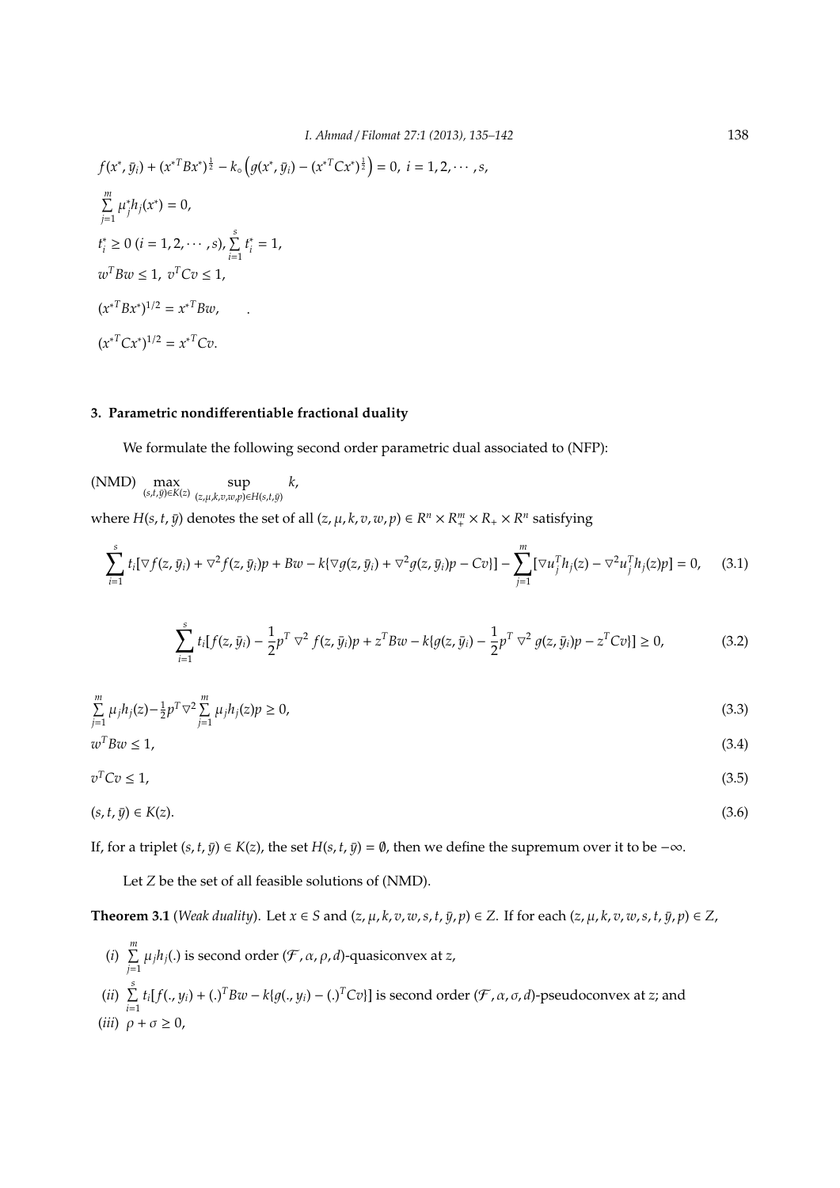$$f(x^*, \bar{y}_i) + (x^{*T}Bx^*)^{\frac{1}{2}} - k_\circ \left( g(x^*, \bar{y}_i) - (x^{*T}Cx^*)^{\frac{1}{2}} \right) = 0, \; i = 1, 2, \cdots, s,$$

$$\sum_{j=1}^{m} \mu_j^* h_j(x^*) = 0,$$

$$t_i^* \geq 0 \; (i = 1, 2, \cdots, s), \sum_{i=1}^{s} t_i^* = 1,$$

$$w^T B w \leq 1, \; v^T C v \leq 1,$$

$$(x^{*T}Bx^*)^{1/2} = x^{*T}Bw,$$

$$(x^{*T}Cx^*)^{1/2} = x^{*T}Cv.$$

## 3. Parametric nondifferentiable fractional duality

We formulate the following second order parametric dual associated to (NFP):

(NMD) $\max\limits_{(s,t,\bar{y}) \in K(z)} \; \sup\limits_{(z,\mu,k,v,w,p) \in H(s,t,\bar{y})} k,$

where $H(s, t, \bar{y})$ denotes the set of all $(z, \mu, k, v, w, p) \in R^n \times R_+^m \times R_+ \times R^n$ satisfying

$$\sum_{i=1}^{s} t_i [\nabla f(z, \bar{y}_i) + \nabla^2 f(z, \bar{y}_i)p + Bw - k\{\nabla g(z, \bar{y}_i) + \nabla^2 g(z, \bar{y}_i)p - Cv\}] - \sum_{j=1}^{m} [\nabla u_j^T h_j(z) - \nabla^2 u_j^T h_j(z)p] = 0, \tag{3.1}$$

$$\sum_{i=1}^{s} t_i [f(z, \bar{y}_i) - \frac{1}{2} p^T \nabla^2 f(z, \bar{y}_i)p + z^T Bw - k\{g(z, \bar{y}_i) - \frac{1}{2} p^T \nabla^2 g(z, \bar{y}_i)p - z^T Cv\}] \geq 0, \tag{3.2}$$

$$\sum_{j=1}^{m} \mu_j h_j(z) - \frac{1}{2} p^T \nabla^2 \sum_{j=1}^{m} \mu_j h_j(z) p \geq 0, \tag{3.3}$$

$$w^T B w \leq 1, \tag{3.4}$$

$$v^T C v \leq 1, \tag{3.5}$$

$$(s, t, \bar{y}) \in K(z). \tag{3.6}$$

If, for a triplet $(s, t, \bar{y}) \in K(z)$, the set $H(s, t, \bar{y}) = \emptyset$, then we define the supremum over it to be $-\infty$.

Let $Z$ be the set of all feasible solutions of (NMD).

**Theorem 3.1** (*Weak duality*). Let $x \in S$ and $(z, \mu, k, v, w, s, t, \bar{y}, p) \in Z$. If for each $(z, \mu, k, v, w, s, t, \bar{y}, p) \in Z$,

(*i*) $\sum\limits_{j=1}^{m} \mu_j h_j(.)$ is second order $(\mathcal{F}, \alpha, \rho, d)$-quasiconvex at $z$,

(*ii*) $\sum\limits_{i=1}^{s} t_i [f(., y_i) + (.)^T Bw - k\{g(., y_i) - (.)^T Cv\}]$ is second order $(\mathcal{F}, \alpha, \sigma, d)$-pseudoconvex at $z$; and

(*iii*) $\rho + \sigma \geq 0$,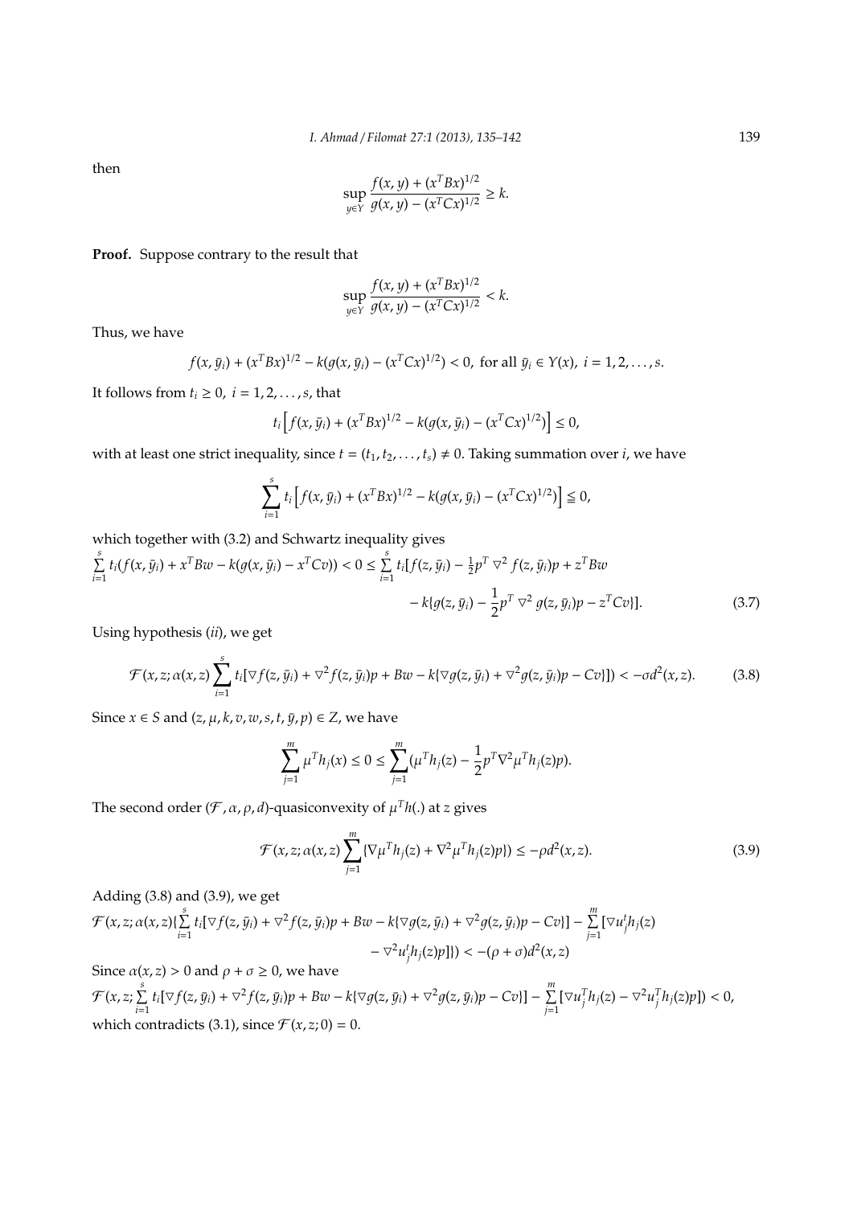then

$$\sup_{y \in Y} \frac{f(x,y) + (x^T Bx)^{1/2}}{g(x,y) - (x^T Cx)^{1/2}} \geq k.$$

**Proof.** Suppose contrary to the result that

$$\sup_{y \in Y} \frac{f(x,y) + (x^T Bx)^{1/2}}{g(x,y) - (x^T Cx)^{1/2}} < k.$$

Thus, we have

$$f(x, \bar{y}_i) + (x^T Bx)^{1/2} - k(g(x, \bar{y}_i) - (x^T Cx)^{1/2}) < 0, \text{ for all } \bar{y}_i \in Y(x),\ i = 1, 2, \ldots, s.$$

It follows from $t_i \geq 0,\ i = 1, 2, \ldots, s$, that

$$t_i \Big[ f(x, \bar{y}_i) + (x^T Bx)^{1/2} - k(g(x, \bar{y}_i) - (x^T Cx)^{1/2}) \Big] \leq 0,$$

with at least one strict inequality, since $t = (t_1, t_2, \ldots, t_s) \neq 0$. Taking summation over $i$, we have

$$\sum_{i=1}^{s} t_i \Big[ f(x, \bar{y}_i) + (x^T Bx)^{1/2} - k(g(x, \bar{y}_i) - (x^T Cx)^{1/2}) \Big] \leqq 0,$$

which together with (3.2) and Schwartz inequality gives

$$\sum_{i=1}^{s} t_i (f(x, \bar{y}_i) + x^T Bw - k(g(x, \bar{y}_i) - x^T Cv)) < 0 \leq \sum_{i=1}^{s} t_i [f(z, \bar{y}_i) - \tfrac{1}{2} p^T \nabla^2 f(z, \bar{y}_i) p + z^T Bw - k\{g(z, \bar{y}_i) - \frac{1}{2} p^T \nabla^2 g(z, \bar{y}_i) p - z^T Cv\}]. \tag{3.7}$$

Using hypothesis (*ii*), we get

$$\mathcal{F}(x, z; \alpha(x,z) \sum_{i=1}^{s} t_i [\nabla f(z, \bar{y}_i) + \nabla^2 f(z, \bar{y}_i) p + Bw - k\{\nabla g(z, \bar{y}_i) + \nabla^2 g(z, \bar{y}_i) p - Cv\}]) < -\sigma d^2(x, z). \tag{3.8}$$

Since $x \in S$ and $(z, \mu, k, v, w, s, t, \bar{y}, p) \in Z$, we have

$$\sum_{j=1}^{m} \mu^T h_j(x) \leq 0 \leq \sum_{j=1}^{m} (\mu^T h_j(z) - \frac{1}{2} p^T \nabla^2 \mu^T h_j(z) p).$$

The second order $(\mathcal{F}, \alpha, \rho, d)$-quasiconvexity of $\mu^T h(.)$ at $z$ gives

$$\mathcal{F}(x, z; \alpha(x,z) \sum_{j=1}^{m} \{\nabla \mu^T h_j(z) + \nabla^2 \mu^T h_j(z) p\}) \leq -\rho d^2(x, z). \tag{3.9}$$

Adding (3.8) and (3.9), we get

$$\mathcal{F}(x, z; \alpha(x,z) \{\sum_{i=1}^{s} t_i [\nabla f(z, \bar{y}_i) + \nabla^2 f(z, \bar{y}_i) p + Bw - k\{\nabla g(z, \bar{y}_i) + \nabla^2 g(z, \bar{y}_i) p - Cv\}] - \sum_{j=1}^{m} [\nabla u_j^t h_j(z) - \nabla^2 u_j^t h_j(z) p]\}) < -(\rho + \sigma) d^2(x, z)$$

Since $\alpha(x,z) > 0$ and $\rho + \sigma \geq 0$, we have

$$\mathcal{F}(x, z; \sum_{i=1}^{s} t_i [\nabla f(z, \bar{y}_i) + \nabla^2 f(z, \bar{y}_i) p + Bw - k\{\nabla g(z, \bar{y}_i) + \nabla^2 g(z, \bar{y}_i) p - Cv\}] - \sum_{j=1}^{m} [\nabla u_j^T h_j(z) - \nabla^2 u_j^T h_j(z) p]) < 0,$$

which contradicts (3.1), since $\mathcal{F}(x, z; 0) = 0$.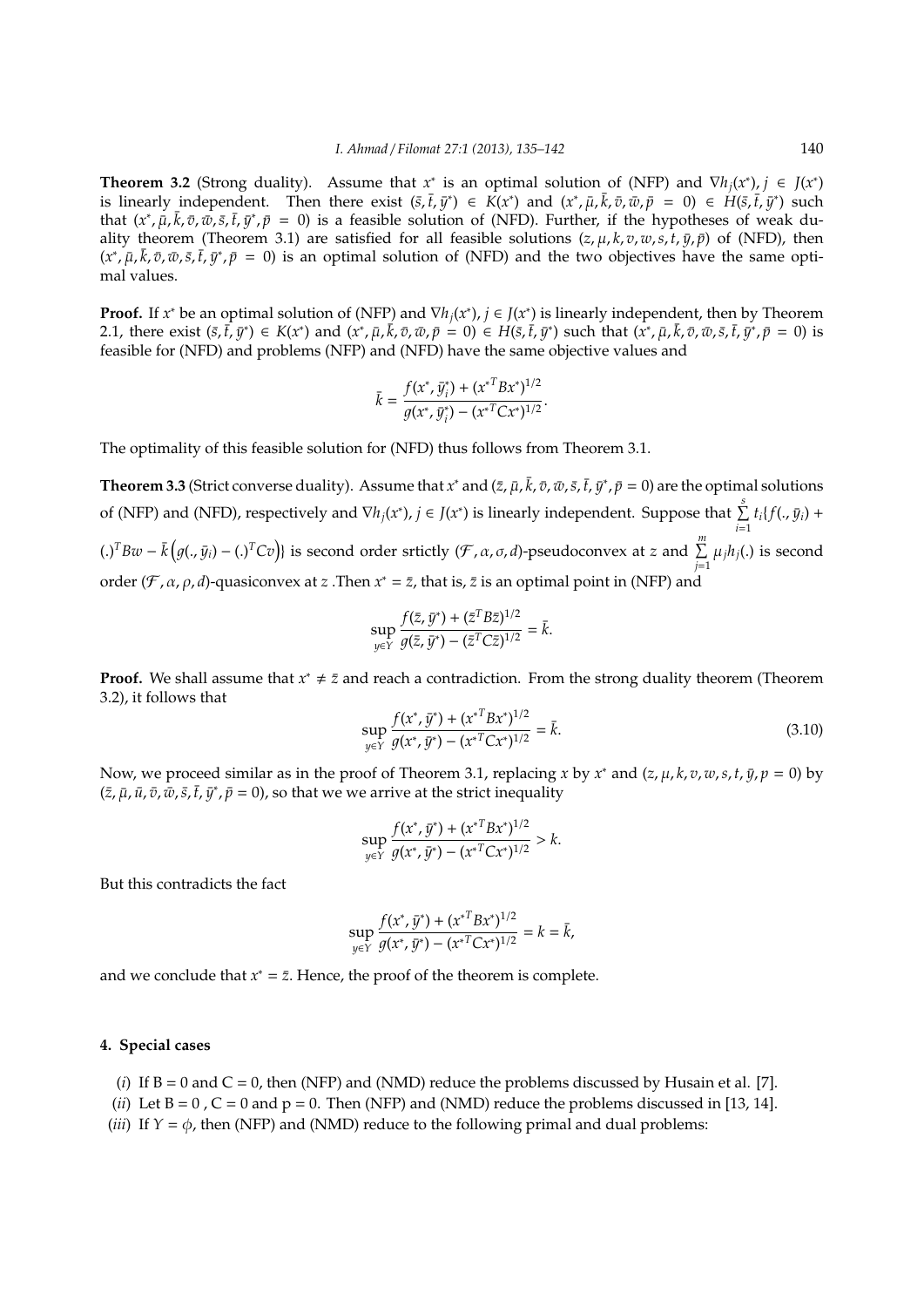**Theorem 3.2** (Strong duality). Assume that $x^*$ is an optimal solution of (NFP) and $\nabla h_j(x^*), j \in J(x^*)$ is linearly independent. Then there exist $(\bar{s}, \bar{t}, \bar{y}^*) \in K(x^*)$ and $(x^*, \bar{\mu}, \bar{k}, \bar{v}, \bar{w}, \bar{p} = 0) \in H(\bar{s}, \bar{t}, \bar{y}^*)$ such that $(x^*, \bar{\mu}, \bar{k}, \bar{v}, \bar{w}, \bar{s}, \bar{t}, \bar{y}^*, \bar{p} = 0)$ is a feasible solution of (NFD). Further, if the hypotheses of weak duality theorem (Theorem 3.1) are satisfied for all feasible solutions $(z, \mu, k, v, w, s, t, \bar{y}, \bar{p})$ of (NFD), then $(x^*, \bar{\mu}, \bar{k}, \bar{v}, \bar{w}, \bar{s}, \bar{t}, \bar{y}^*, \bar{p} = 0)$ is an optimal solution of (NFD) and the two objectives have the same optimal values.

**Proof.** If $x^*$ be an optimal solution of (NFP) and $\nabla h_j(x^*), j \in J(x^*)$ is linearly independent, then by Theorem 2.1, there exist $(\bar{s}, \bar{t}, \bar{y}^*) \in K(x^*)$ and $(x^*, \bar{\mu}, \bar{k}, \bar{v}, \bar{w}, \bar{p} = 0) \in H(\bar{s}, \bar{t}, \bar{y}^*)$ such that $(x^*, \bar{\mu}, \bar{k}, \bar{v}, \bar{w}, \bar{s}, \bar{t}, \bar{y}^*, \bar{p} = 0)$ is feasible for (NFD) and problems (NFP) and (NFD) have the same objective values and

$$\bar{k} = \frac{f(x^*, \bar{y}_i^*) + (x^{*T} B x^*)^{1/2}}{g(x^*, \bar{y}_i^*) - (x^{*T} C x^*)^{1/2}}.$$

The optimality of this feasible solution for (NFD) thus follows from Theorem 3.1.

**Theorem 3.3** (Strict converse duality). Assume that $x^*$ and $(\bar{z}, \bar{\mu}, \bar{k}, \bar{v}, \bar{w}, \bar{s}, \bar{t}, \bar{y}^*, \bar{p} = 0)$ are the optimal solutions of (NFP) and (NFD), respectively and $\nabla h_j(x^*), j \in J(x^*)$ is linearly independent. Suppose that $\sum_{i=1}^{s} t_i \{f(., \bar{y}_i) + (.)^T Bw - \bar{k}\left(g(., \bar{y}_i) - (.)^T Cv\right)\}$ is second order srtictly $(\mathcal{F}, \alpha, \sigma, d)$-pseudoconvex at $z$ and $\sum_{j=1}^{m} \mu_j h_j(.)$ is second order $(\mathcal{F}, \alpha, \rho, d)$-quasiconvex at $z$ .Then $x^* = \bar{z}$, that is, $\bar{z}$ is an optimal point in (NFP) and

$$\sup_{y \in Y} \frac{f(\bar{z}, \bar{y}^*) + (\bar{z}^T B \bar{z})^{1/2}}{g(\bar{z}, \bar{y}^*) - (\bar{z}^T C \bar{z})^{1/2}} = \bar{k}.$$

**Proof.** We shall assume that $x^* \neq \bar{z}$ and reach a contradiction. From the strong duality theorem (Theorem 3.2), it follows that

$$\sup_{y \in Y} \frac{f(x^*, \bar{y}^*) + (x^{*T} B x^*)^{1/2}}{g(x^*, \bar{y}^*) - (x^{*T} C x^*)^{1/2}} = \bar{k}. \tag{3.10}$$

Now, we proceed similar as in the proof of Theorem 3.1, replacing $x$ by $x^*$ and $(z, \mu, k, v, w, s, t, \bar{y}, p = 0)$ by $(\bar{z}, \bar{\mu}, \bar{u}, \bar{v}, \bar{w}, \bar{s}, \bar{t}, \bar{y}^*, \bar{p} = 0)$, so that we we arrive at the strict inequality

$$\sup_{y \in Y} \frac{f(x^*, \bar{y}^*) + (x^{*T} B x^*)^{1/2}}{g(x^*, \bar{y}^*) - (x^{*T} C x^*)^{1/2}} > k.$$

But this contradicts the fact

$$\sup_{y \in Y} \frac{f(x^*, \bar{y}^*) + (x^{*T} B x^*)^{1/2}}{g(x^*, \bar{y}^*) - (x^{*T} C x^*)^{1/2}} = k = \bar{k},$$

and we conclude that $x^* = \bar{z}$. Hence, the proof of the theorem is complete.

## 4. Special cases

(*i*) If B = 0 and C = 0, then (NFP) and (NMD) reduce the problems discussed by Husain et al. [7].

(*ii*) Let B = 0 , C = 0 and p = 0. Then (NFP) and (NMD) reduce the problems discussed in [13, 14].

(*iii*) If $Y = \phi$, then (NFP) and (NMD) reduce to the following primal and dual problems: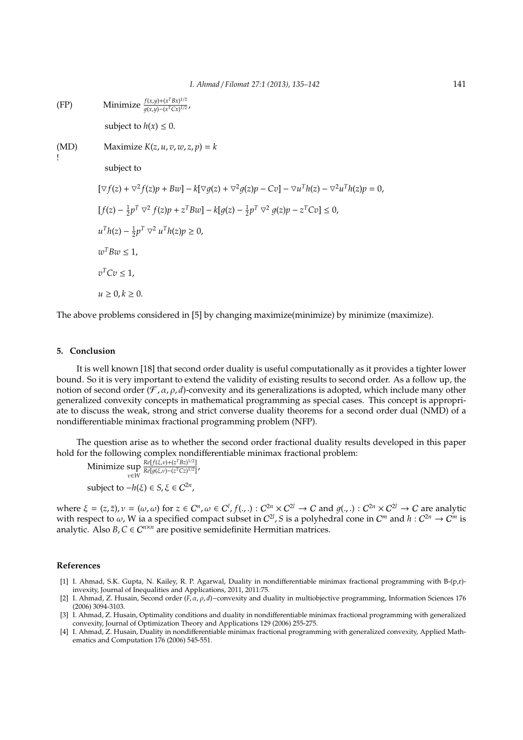(FP) Minimize $\frac{f(x,y)+(x^TBx)^{1/2}}{g(x,y)-(x^TCx)^{1/2}}$,

subject to $h(x) \leq 0$.

(MD) Maximize $K(z, u, v, w, z, p) = k$

!

subject to

$$[\nabla f(z) + \nabla^2 f(z)p + Bw] - k[\nabla g(z) + \nabla^2 g(z)p - Cv] - \nabla u^T h(z) - \nabla^2 u^T h(z)p = 0,$$

$$[f(z) - \tfrac{1}{2}p^T \nabla^2 f(z)p + z^T Bw] - k[g(z) - \tfrac{1}{2}p^T \nabla^2 g(z)p - z^T Cv] \leq 0,$$

$$u^T h(z) - \tfrac{1}{2}p^T \nabla^2 u^T h(z)p \geq 0,$$

$$w^T Bw \leq 1,$$

$$v^T Cv \leq 1,$$

$$u \geq 0, k \geq 0.$$

The above problems considered in [5] by changing maximize(minimize) by minimize (maximize).

## 5. Conclusion

It is well known [18] that second order duality is useful computationally as it provides a tighter lower bound. So it is very important to extend the validity of existing results to second order. As a follow up, the notion of second order $(\mathcal{F}, \alpha, \rho, d)$-convexity and its generalizations is adopted, which include many other generalized convexity concepts in mathematical programming as special cases. This concept is appropriate to discuss the weak, strong and strict converse duality theorems for a second order dual (NMD) of a nondifferentiable minimax fractional programming problem (NFP).

The question arise as to whether the second order fractional duality results developed in this paper hold for the following complex nondifferentiable minimax fractional problem:

Minimize $\sup\limits_{\nu \in W} \frac{Re[f(\xi,\nu)+(z^TBz)^{1/2}]}{Re[g(\xi,\nu)-(z^TCz)^{1/2}]}$,

subject to $-h(\xi) \in S, \xi \in C^{2n}$,

where $\xi = (z, \bar{z}), \nu = (\omega, \omega)$ for $z \in C^n, \omega \in C^l, f(.,.) : C^{2n} \times C^{2l} \to C$ and $g(.,.) : C^{2n} \times C^{2l} \to C$ are analytic with respect to $\omega$, W ia a specified compact subset in $C^{2l}$, $S$ is a polyhedral cone in $C^m$ and $h : C^{2n} \to C^m$ is analytic. Also $B, C \in C^{n \times n}$ are positive semidefinite Hermitian matrices.

## References

[1] I. Ahmad, S.K. Gupta, N. Kailey, R. P. Agarwal, Duality in nondifferentiable minimax fractional programming with B-(p,r)-invexity, Journal of Inequalities and Applications, 2011, 2011:75.

[2] I. Ahmad, Z. Husain, Second order $(F, \alpha, \rho, d)$−convexity and duality in multiobjective programming, Information Sciences 176 (2006) 3094-3103.

[3] I. Ahmad, Z. Husain, Optimality conditions and duality in nondifferentiable minimax fractional programming with generalized convexity, Journal of Optimization Theory and Applications 129 (2006) 255-275.

[4] I. Ahmad, Z. Husain, Duality in nondifferentiable minimax fractional programming with generalized convexity, Applied Mathematics and Computation 176 (2006) 545-551.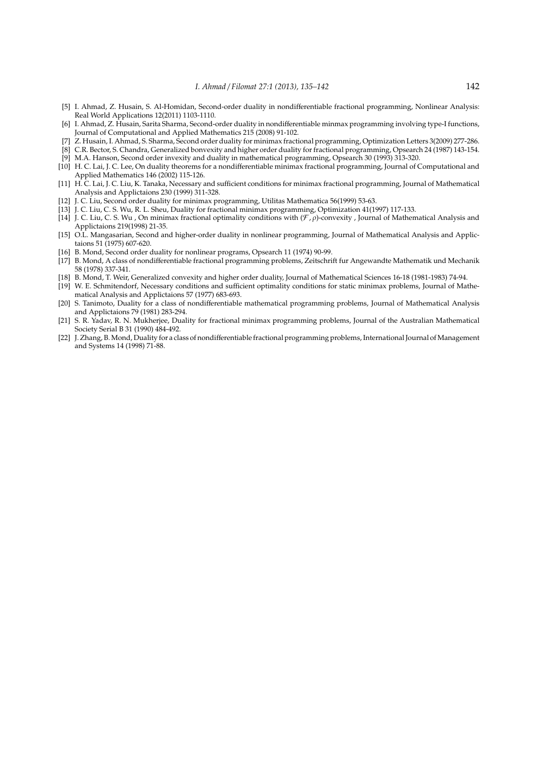[5] I. Ahmad, Z. Husain, S. Al-Homidan, Second-order duality in nondifferentiable fractional programming, Nonlinear Analysis: Real World Applications 12(2011) 1103-1110.

[6] I. Ahmad, Z. Husain, Sarita Sharma, Second-order duality in nondifferentiable minmax programming involving type-I functions, Journal of Computational and Applied Mathematics 215 (2008) 91-102.

[7] Z. Husain, I. Ahmad, S. Sharma, Second order duality for minimax fractional programming, Optimization Letters 3(2009) 277-286.

[8] C.R. Bector, S. Chandra, Generalized bonvexity and higher order duality for fractional programming, Opsearch 24 (1987) 143-154.

[9] M.A. Hanson, Second order invexity and duality in mathematical programming, Opsearch 30 (1993) 313-320.

[10] H. C. Lai, J. C. Lee, On duality theorems for a nondifferentiable minimax fractional programming, Journal of Computational and Applied Mathematics 146 (2002) 115-126.

[11] H. C. Lai, J. C. Liu, K. Tanaka, Necessary and sufficient conditions for minimax fractional programming, Journal of Mathematical Analysis and Applictaions 230 (1999) 311-328.

[12] J. C. Liu, Second order duality for minimax programming, Utilitas Mathematica 56(1999) 53-63.

[13] J. C. Liu, C. S. Wu, R. L. Sheu, Duality for fractional minimax programming, Optimization 41(1997) 117-133.

[14] J. C. Liu, C. S. Wu , On minimax fractional optimality conditions with $(\mathcal{F}, \rho)$-convexity , Journal of Mathematical Analysis and Applictaions 219(1998) 21-35.

[15] O.L. Mangasarian, Second and higher-order duality in nonlinear programming, Journal of Mathematical Analysis and Applictaions 51 (1975) 607-620.

[16] B. Mond, Second order duality for nonlinear programs, Opsearch 11 (1974) 90-99.

[17] B. Mond, A class of nondifferentiable fractional programming problems, Zeitschrift fur Angewandte Mathematik und Mechanik 58 (1978) 337-341.

[18] B. Mond, T. Weir, Generalized convexity and higher order duality, Journal of Mathematical Sciences 16-18 (1981-1983) 74-94.

[19] W. E. Schmitendorf, Necessary conditions and sufficient optimality conditions for static minimax problems, Journal of Mathematical Analysis and Applictaions 57 (1977) 683-693.

[20] S. Tanimoto, Duality for a class of nondifferentiable mathematical programming problems, Journal of Mathematical Analysis and Applictaions 79 (1981) 283-294.

[21] S. R. Yadav, R. N. Mukherjee, Duality for fractional minimax programming problems, Journal of the Australian Mathematical Society Serial B 31 (1990) 484-492.

[22] J. Zhang, B. Mond, Duality for a class of nondifferentiable fractional programming problems, International Journal of Management and Systems 14 (1998) 71-88.